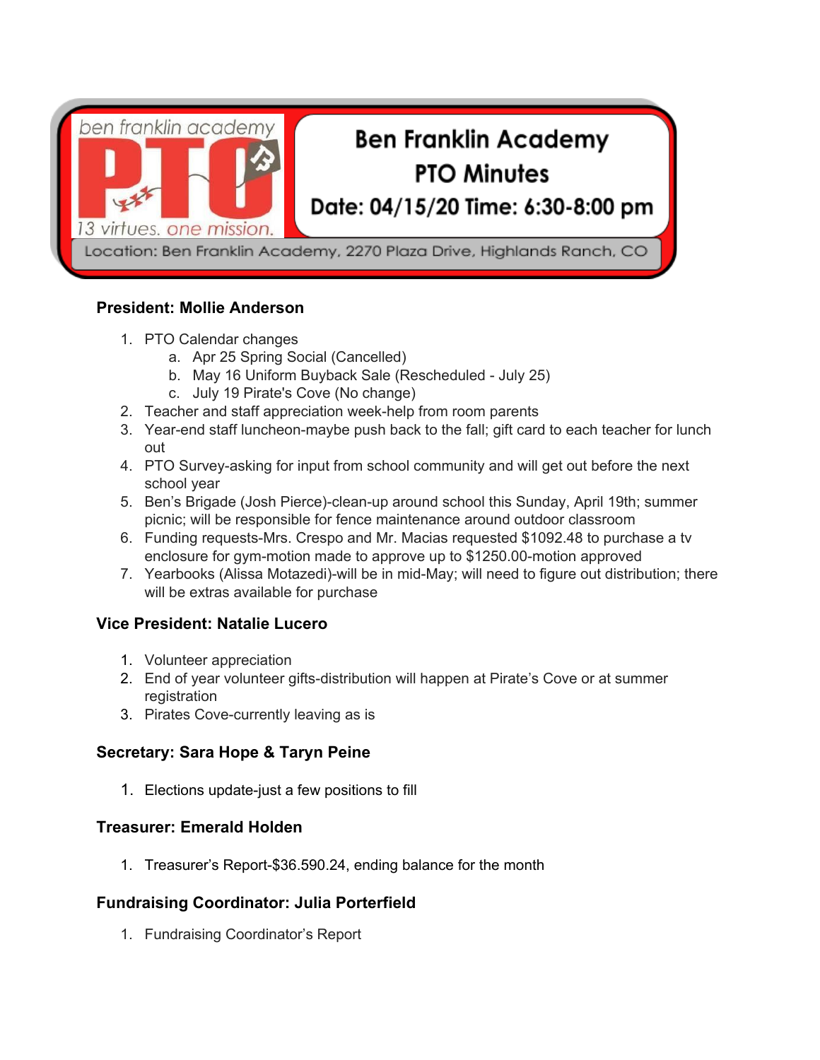ben franklin academy PTO

13 virtues. one mission.

# Ben Franklin Academy PTO Minutes

**Date: 04/15/20 Time: 6:30-8:00 pm**

Location: Ben Franklin Academy, 2270 Plaza Drive, Highlands Ranch, CO

### President: Mollie Anderson

1. PTO Calendar changes
    a. Apr 25 Spring Social (Cancelled)
    b. May 16 Uniform Buyback Sale (Rescheduled - July 25)
    c. July 19 Pirate's Cove (No change)
2. Teacher and staff appreciation week-help from room parents
3. Year-end staff luncheon-maybe push back to the fall; gift card to each teacher for lunch out
4. PTO Survey-asking for input from school community and will get out before the next school year
5. Ben's Brigade (Josh Pierce)-clean-up around school this Sunday, April 19th; summer picnic; will be responsible for fence maintenance around outdoor classroom
6. Funding requests-Mrs. Crespo and Mr. Macias requested $1092.48 to purchase a tv enclosure for gym-motion made to approve up to $1250.00-motion approved
7. Yearbooks (Alissa Motazedi)-will be in mid-May; will need to figure out distribution; there will be extras available for purchase

### Vice President: Natalie Lucero

1. Volunteer appreciation
2. End of year volunteer gifts-distribution will happen at Pirate's Cove or at summer registration
3. Pirates Cove-currently leaving as is

### Secretary: Sara Hope & Taryn Peine

1. Elections update-just a few positions to fill

### Treasurer: Emerald Holden

1. Treasurer's Report-$36.590.24, ending balance for the month

### Fundraising Coordinator: Julia Porterfield

1. Fundraising Coordinator's Report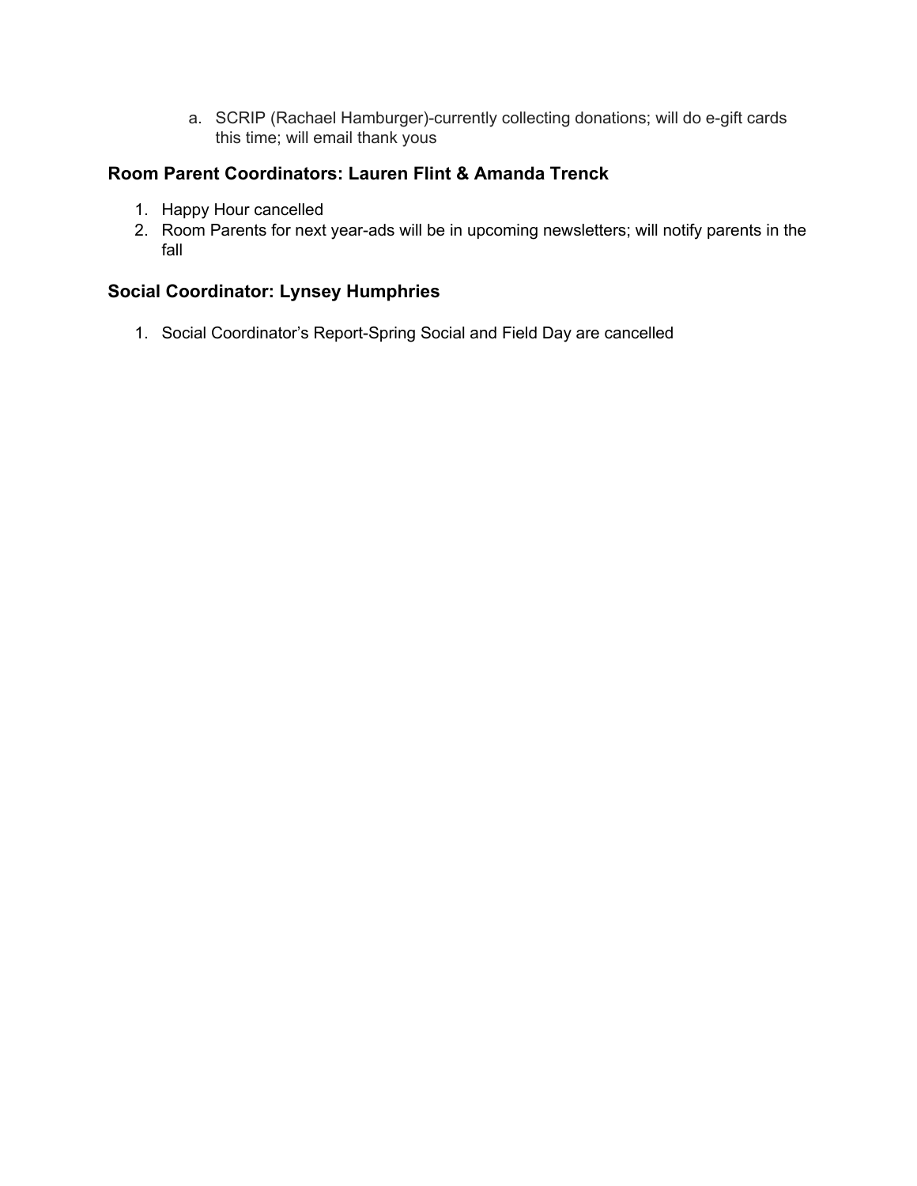a. SCRIP (Rachael Hamburger)-currently collecting donations; will do e-gift cards this time; will email thank yous

### Room Parent Coordinators: Lauren Flint & Amanda Trenck

1. Happy Hour cancelled
2. Room Parents for next year-ads will be in upcoming newsletters; will notify parents in the fall

### Social Coordinator: Lynsey Humphries

1. Social Coordinator's Report-Spring Social and Field Day are cancelled